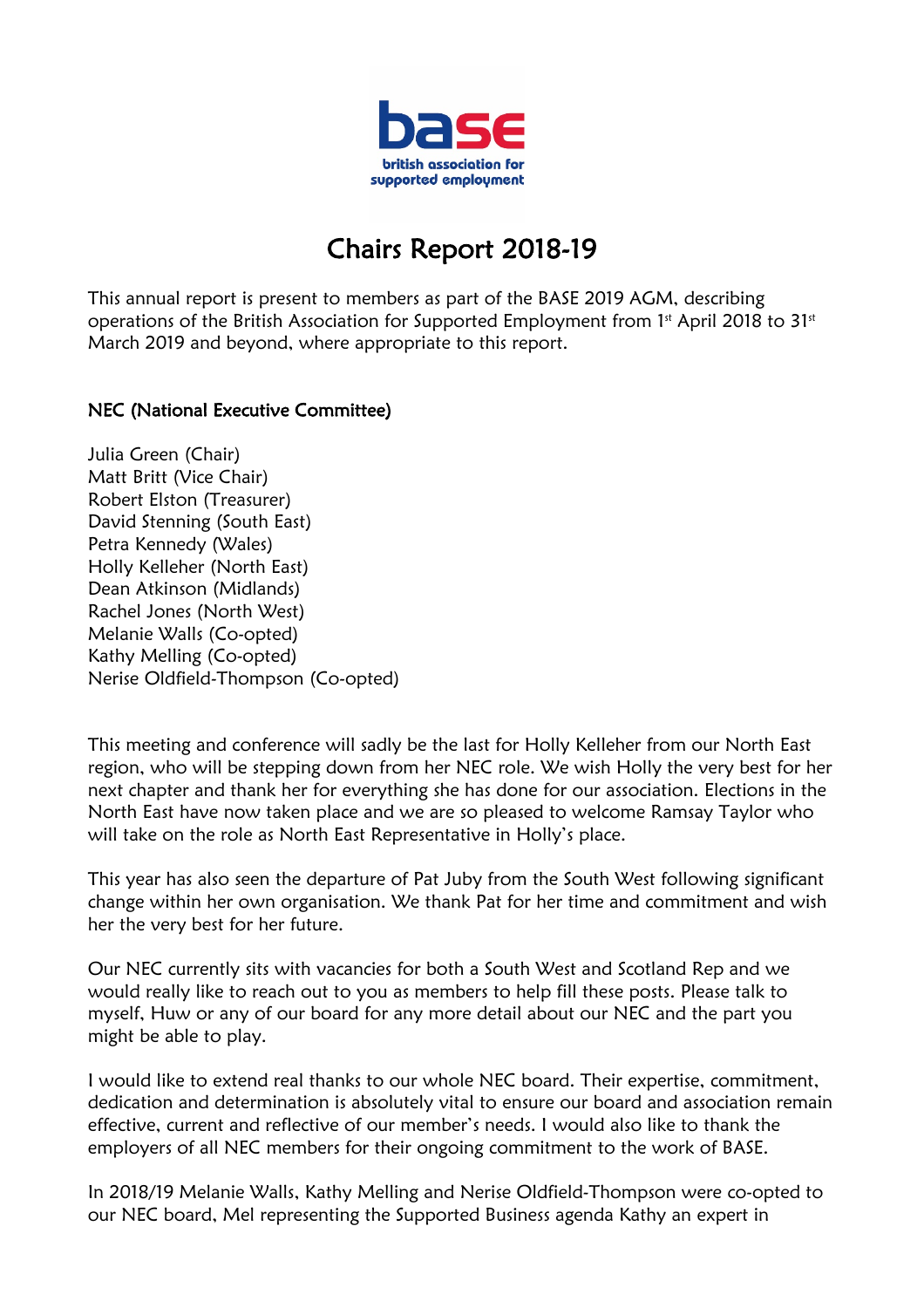# Chairs Report 2018-19

This annual report is present to members as part of the BASE 2019 AGM, describing operations of the British Association for Supported Employment from 1st April 2018 to 31st March 2019 and beyond, where appropriate to this report.

## NEC (National Executive Committee)

Julia Green (Chair)
Matt Britt (Vice Chair)
Robert Elston (Treasurer)
David Stenning (South East)
Petra Kennedy (Wales)
Holly Kelleher (North East)
Dean Atkinson (Midlands)
Rachel Jones (North West)
Melanie Walls (Co-opted)
Kathy Melling (Co-opted)
Nerise Oldfield-Thompson (Co-opted)

This meeting and conference will sadly be the last for Holly Kelleher from our North East region, who will be stepping down from her NEC role. We wish Holly the very best for her next chapter and thank her for everything she has done for our association. Elections in the North East have now taken place and we are so pleased to welcome Ramsay Taylor who will take on the role as North East Representative in Holly's place.

This year has also seen the departure of Pat Juby from the South West following significant change within her own organisation. We thank Pat for her time and commitment and wish her the very best for her future.

Our NEC currently sits with vacancies for both a South West and Scotland Rep and we would really like to reach out to you as members to help fill these posts. Please talk to myself, Huw or any of our board for any more detail about our NEC and the part you might be able to play.

I would like to extend real thanks to our whole NEC board. Their expertise, commitment, dedication and determination is absolutely vital to ensure our board and association remain effective, current and reflective of our member's needs. I would also like to thank the employers of all NEC members for their ongoing commitment to the work of BASE.

In 2018/19 Melanie Walls, Kathy Melling and Nerise Oldfield-Thompson were co-opted to our NEC board, Mel representing the Supported Business agenda Kathy an expert in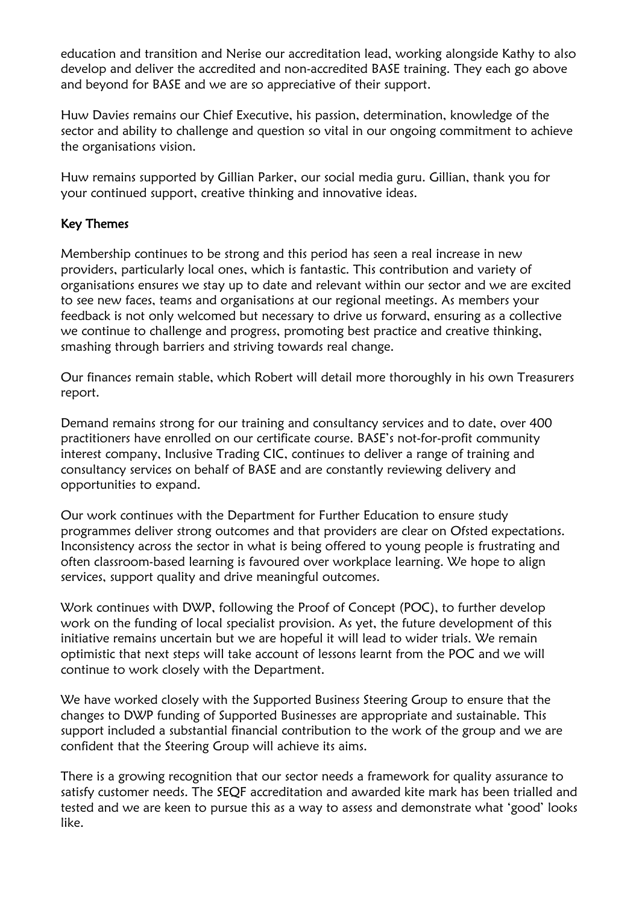education and transition and Nerise our accreditation lead, working alongside Kathy to also develop and deliver the accredited and non-accredited BASE training. They each go above and beyond for BASE and we are so appreciative of their support.

Huw Davies remains our Chief Executive, his passion, determination, knowledge of the sector and ability to challenge and question so vital in our ongoing commitment to achieve the organisations vision.

Huw remains supported by Gillian Parker, our social media guru. Gillian, thank you for your continued support, creative thinking and innovative ideas.

**Key Themes**

Membership continues to be strong and this period has seen a real increase in new providers, particularly local ones, which is fantastic. This contribution and variety of organisations ensures we stay up to date and relevant within our sector and we are excited to see new faces, teams and organisations at our regional meetings. As members your feedback is not only welcomed but necessary to drive us forward, ensuring as a collective we continue to challenge and progress, promoting best practice and creative thinking, smashing through barriers and striving towards real change.

Our finances remain stable, which Robert will detail more thoroughly in his own Treasurers report.

Demand remains strong for our training and consultancy services and to date, over 400 practitioners have enrolled on our certificate course. BASE's not-for-profit community interest company, Inclusive Trading CIC, continues to deliver a range of training and consultancy services on behalf of BASE and are constantly reviewing delivery and opportunities to expand.

Our work continues with the Department for Further Education to ensure study programmes deliver strong outcomes and that providers are clear on Ofsted expectations. Inconsistency across the sector in what is being offered to young people is frustrating and often classroom-based learning is favoured over workplace learning. We hope to align services, support quality and drive meaningful outcomes.

Work continues with DWP, following the Proof of Concept (POC), to further develop work on the funding of local specialist provision. As yet, the future development of this initiative remains uncertain but we are hopeful it will lead to wider trials. We remain optimistic that next steps will take account of lessons learnt from the POC and we will continue to work closely with the Department.

We have worked closely with the Supported Business Steering Group to ensure that the changes to DWP funding of Supported Businesses are appropriate and sustainable. This support included a substantial financial contribution to the work of the group and we are confident that the Steering Group will achieve its aims.

There is a growing recognition that our sector needs a framework for quality assurance to satisfy customer needs. The SEQF accreditation and awarded kite mark has been trialled and tested and we are keen to pursue this as a way to assess and demonstrate what 'good' looks like.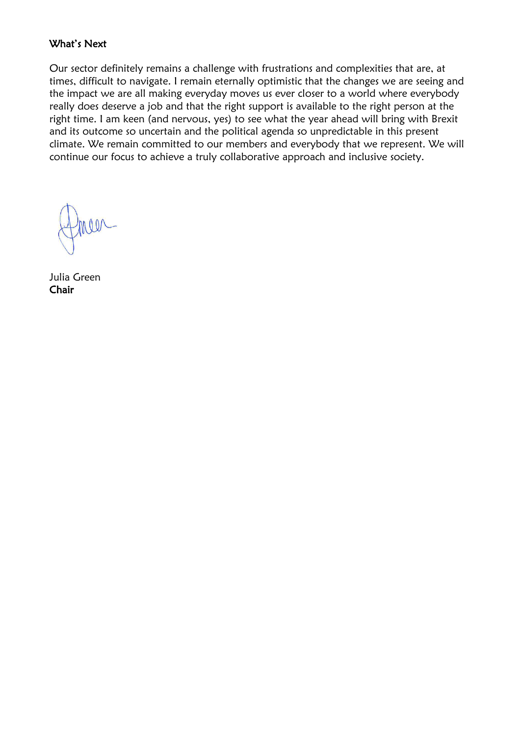## What's Next

Our sector definitely remains a challenge with frustrations and complexities that are, at times, difficult to navigate. I remain eternally optimistic that the changes we are seeing and the impact we are all making everyday moves us ever closer to a world where everybody really does deserve a job and that the right support is available to the right person at the right time. I am keen (and nervous, yes) to see what the year ahead will bring with Brexit and its outcome so uncertain and the political agenda so unpredictable in this present climate. We remain committed to our members and everybody that we represent. We will continue our focus to achieve a truly collaborative approach and inclusive society.

Julia Green
**Chair**